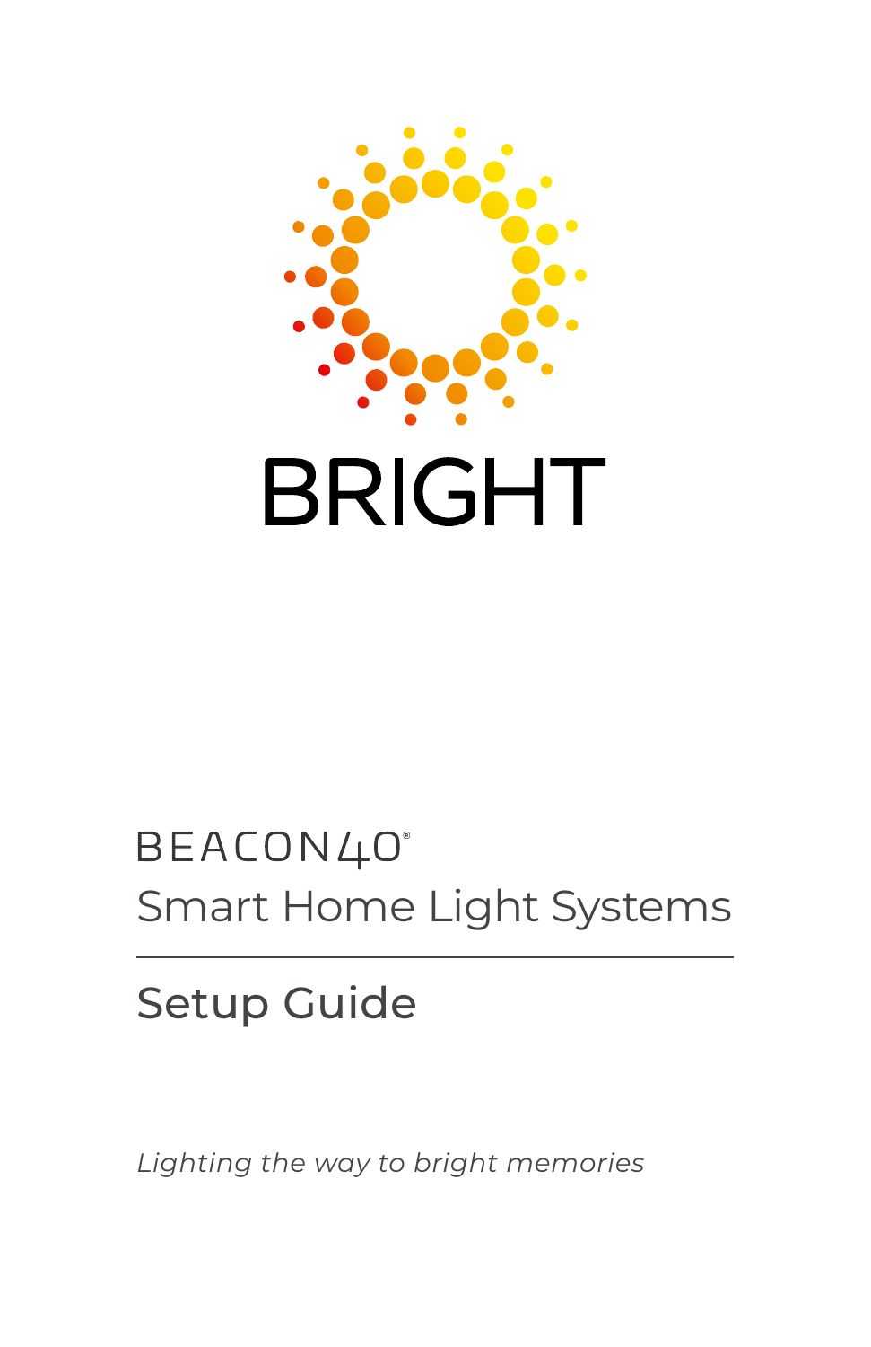# BRIGHT

## BEACON40®

## Smart Home Light Systems

---

## Setup Guide

*Lighting the way to bright memories*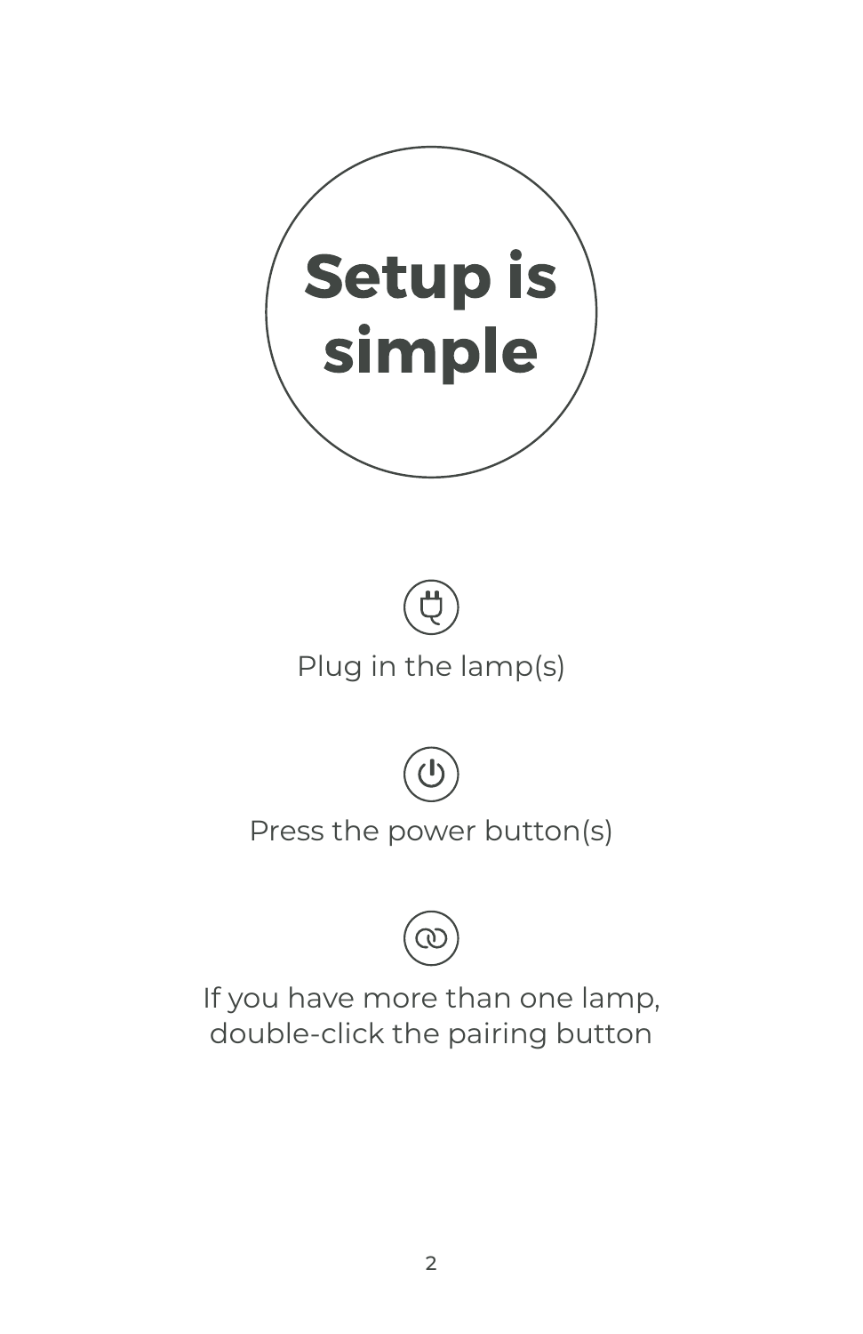# Setup is simple

Plug in the lamp(s)

Press the power button(s)

If you have more than one lamp, double-click the pairing button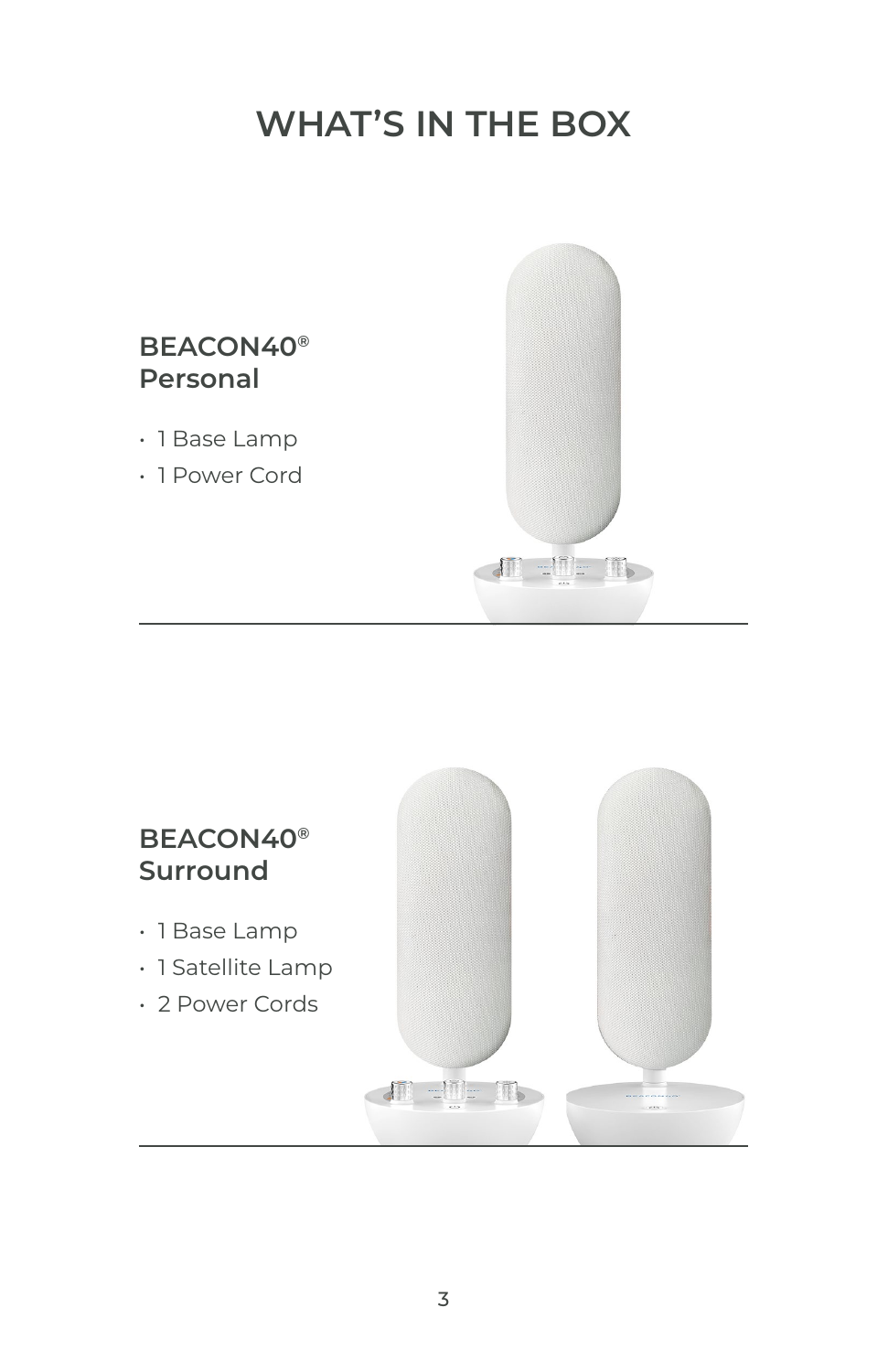# WHAT'S IN THE BOX

## BEACON40® Personal

- 1 Base Lamp
- 1 Power Cord

## BEACON40® Surround

- 1 Base Lamp
- 1 Satellite Lamp
- 2 Power Cords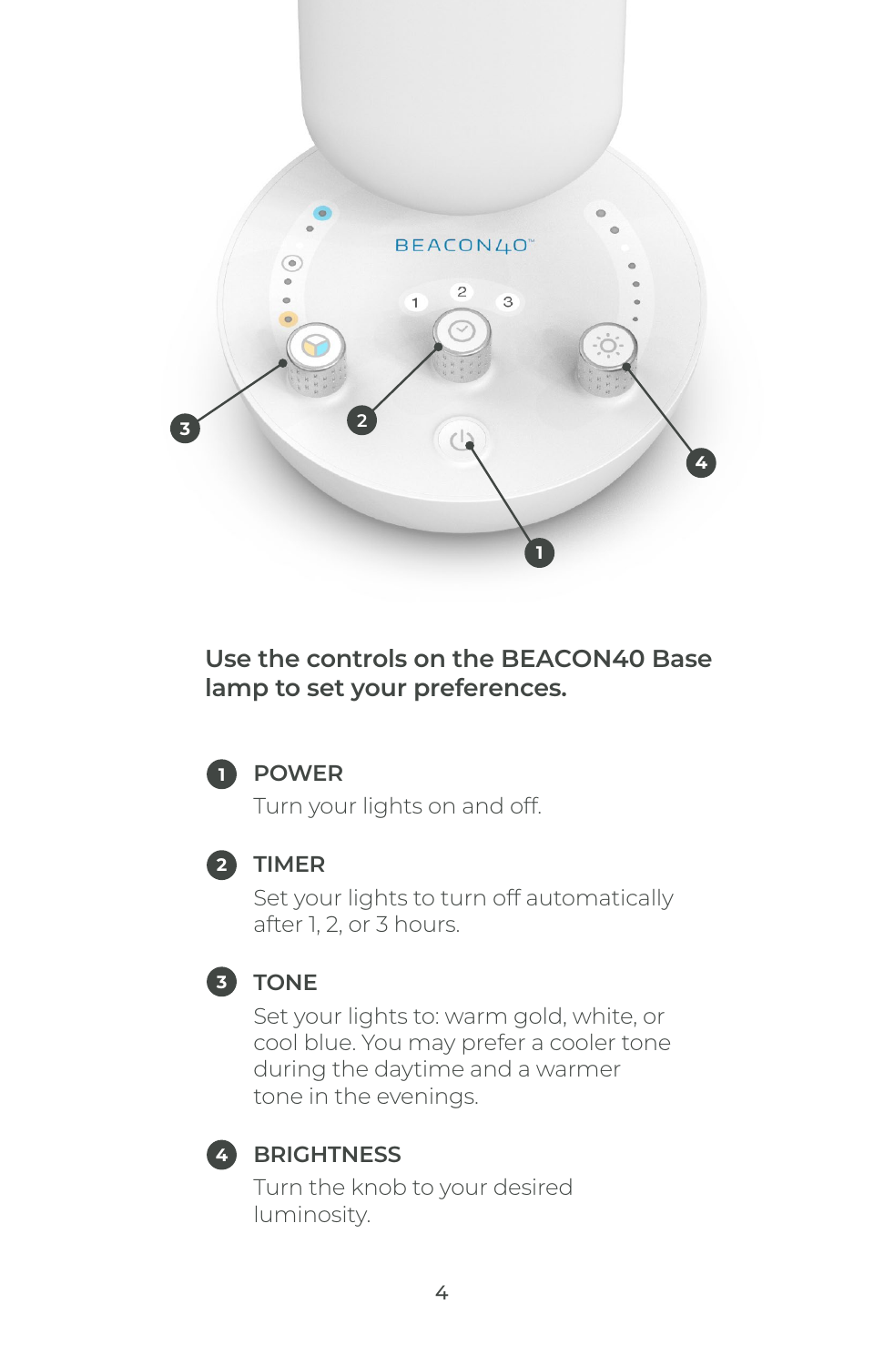**Use the controls on the BEACON40 Base lamp to set your preferences.**

1. **POWER**
   Turn your lights on and off.

2. **TIMER**
   Set your lights to turn off automatically after 1, 2, or 3 hours.

3. **TONE**
   Set your lights to: warm gold, white, or cool blue. You may prefer a cooler tone during the daytime and a warmer tone in the evenings.

4. **BRIGHTNESS**
   Turn the knob to your desired luminosity.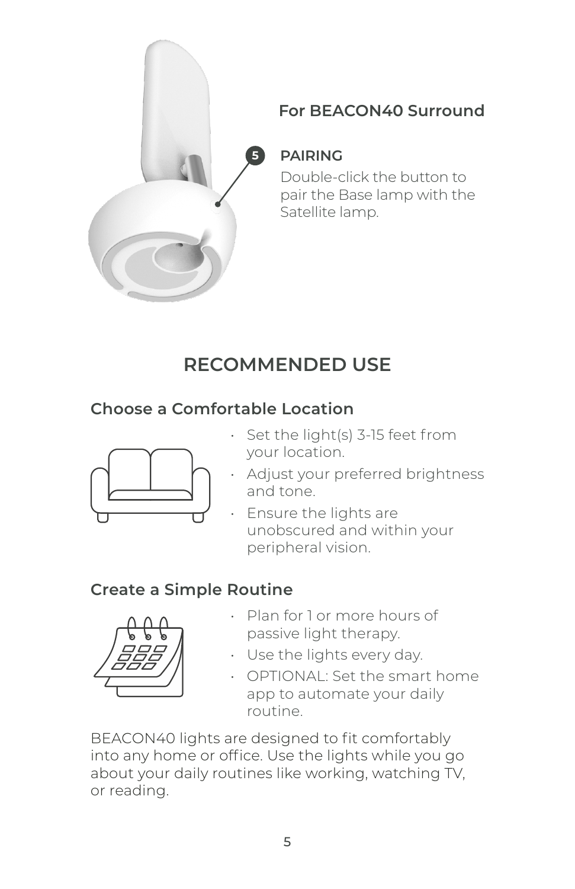### For BEACON40 Surround

**5 PAIRING**

Double-click the button to pair the Base lamp with the Satellite lamp.

## RECOMMENDED USE

### Choose a Comfortable Location

- Set the light(s) 3-15 feet from your location.
- Adjust your preferred brightness and tone.
- Ensure the lights are unobscured and within your peripheral vision.

### Create a Simple Routine

- Plan for 1 or more hours of passive light therapy.
- Use the lights every day.
- OPTIONAL: Set the smart home app to automate your daily routine.

BEACON40 lights are designed to fit comfortably into any home or office. Use the lights while you go about your daily routines like working, watching TV, or reading.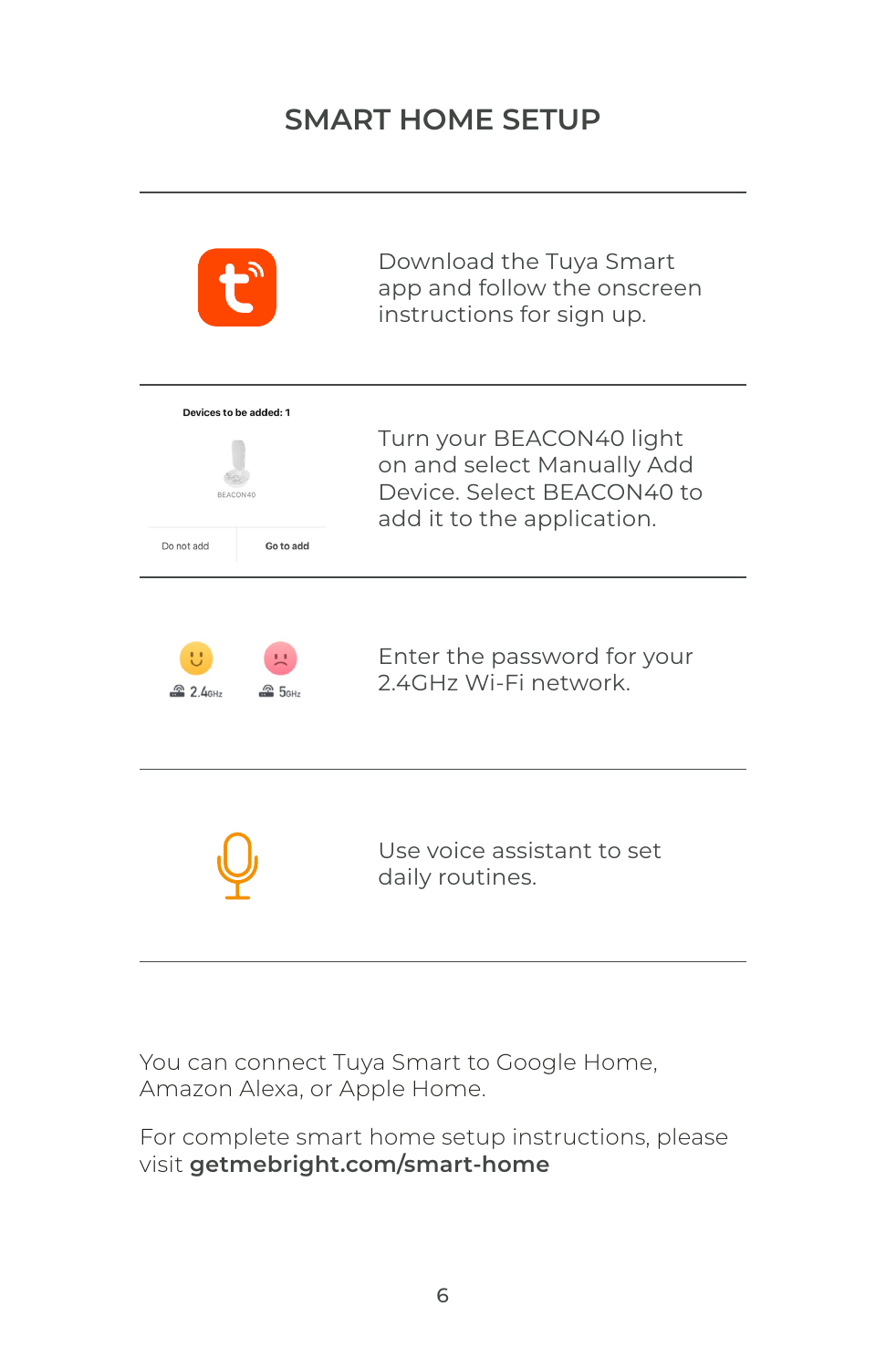# SMART HOME SETUP

Download the Tuya Smart app and follow the onscreen instructions for sign up.

Devices to be added: 1

BEACON40

Do not add    Go to add

Turn your BEACON40 light on and select Manually Add Device. Select BEACON40 to add it to the application.

2.4GHz    5GHz

Enter the password for your 2.4GHz Wi-Fi network.

Use voice assistant to set daily routines.

You can connect Tuya Smart to Google Home, Amazon Alexa, or Apple Home.

For complete smart home setup instructions, please visit **getmebright.com/smart-home**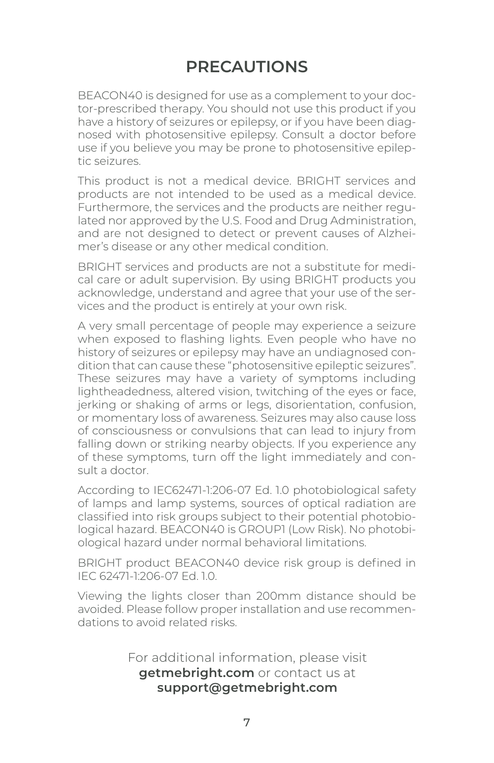# PRECAUTIONS

BEACON40 is designed for use as a complement to your doctor-prescribed therapy. You should not use this product if you have a history of seizures or epilepsy, or if you have been diagnosed with photosensitive epilepsy. Consult a doctor before use if you believe you may be prone to photosensitive epileptic seizures.

This product is not a medical device. BRIGHT services and products are not intended to be used as a medical device. Furthermore, the services and the products are neither regulated nor approved by the U.S. Food and Drug Administration, and are not designed to detect or prevent causes of Alzheimer's disease or any other medical condition.

BRIGHT services and products are not a substitute for medical care or adult supervision. By using BRIGHT products you acknowledge, understand and agree that your use of the services and the product is entirely at your own risk.

A very small percentage of people may experience a seizure when exposed to flashing lights. Even people who have no history of seizures or epilepsy may have an undiagnosed condition that can cause these "photosensitive epileptic seizures". These seizures may have a variety of symptoms including lightheadedness, altered vision, twitching of the eyes or face, jerking or shaking of arms or legs, disorientation, confusion, or momentary loss of awareness. Seizures may also cause loss of consciousness or convulsions that can lead to injury from falling down or striking nearby objects. If you experience any of these symptoms, turn off the light immediately and consult a doctor.

According to IEC62471-1:206-07 Ed. 1.0 photobiological safety of lamps and lamp systems, sources of optical radiation are classified into risk groups subject to their potential photobiological hazard. BEACON40 is GROUP1 (Low Risk). No photobiological hazard under normal behavioral limitations.

BRIGHT product BEACON40 device risk group is defined in IEC 62471-1:206-07 Ed. 1.0.

Viewing the lights closer than 200mm distance should be avoided. Please follow proper installation and use recommendations to avoid related risks.

For additional information, please visit **getmebright.com** or contact us at **support@getmebright.com**